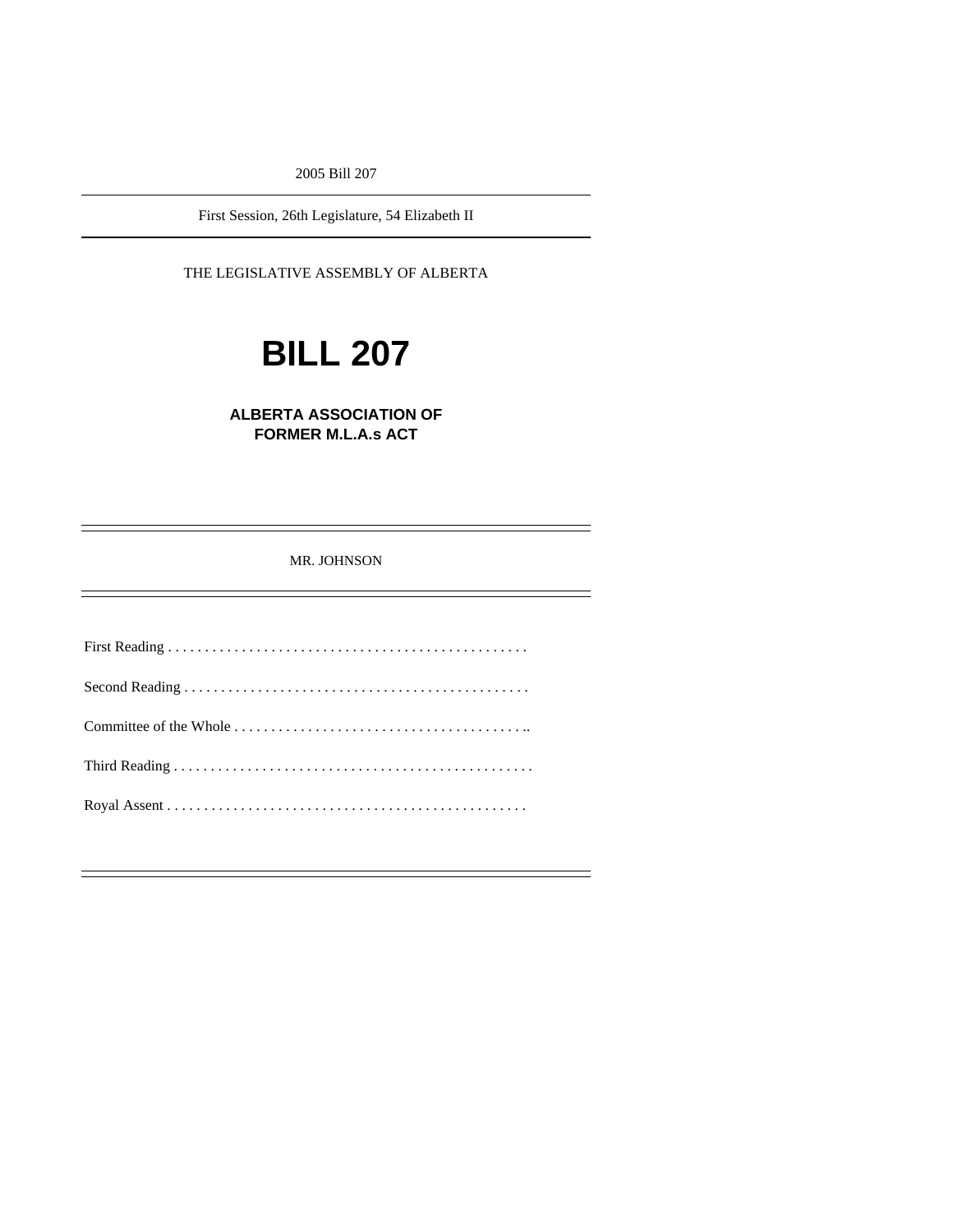2005 Bill 207

First Session, 26th Legislature, 54 Elizabeth II

THE LEGISLATIVE ASSEMBLY OF ALBERTA

# BILL 207

## ALBERTA ASSOCIATION OF FORMER M.L.A.s ACT

MR. JOHNSON

First Reading . . . . . . . . . . . . . . . . . . . . . . . . . . . . . . . . . . . . . . . . . . . . . . . . .

Second Reading . . . . . . . . . . . . . . . . . . . . . . . . . . . . . . . . . . . . . . . . . . . . . . .

Committee of the Whole . . . . . . . . . . . . . . . . . . . . . . . . . . . . . . . . . . . . . . . ..

Third Reading . . . . . . . . . . . . . . . . . . . . . . . . . . . . . . . . . . . . . . . . . . . . . . . . .

Royal Assent . . . . . . . . . . . . . . . . . . . . . . . . . . . . . . . . . . . . . . . . . . . . . . . . .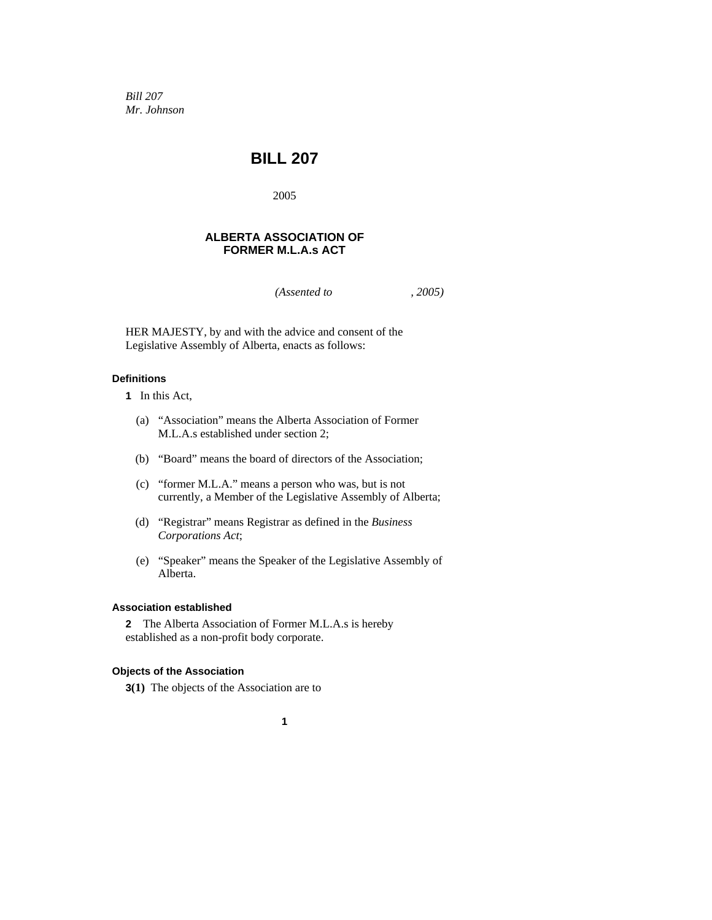*Bill 207*
*Mr. Johnson*

# BILL 207

2005

## ALBERTA ASSOCIATION OF FORMER M.L.A.s ACT

*(Assented to , 2005)*

HER MAJESTY, by and with the advice and consent of the Legislative Assembly of Alberta, enacts as follows:

### Definitions

**1** In this Act,

(a) "Association" means the Alberta Association of Former M.L.A.s established under section 2;

(b) "Board" means the board of directors of the Association;

(c) "former M.L.A." means a person who was, but is not currently, a Member of the Legislative Assembly of Alberta;

(d) "Registrar" means Registrar as defined in the *Business Corporations Act*;

(e) "Speaker" means the Speaker of the Legislative Assembly of Alberta.

### Association established

**2** The Alberta Association of Former M.L.A.s is hereby established as a non-profit body corporate.

### Objects of the Association

**3(1)** The objects of the Association are to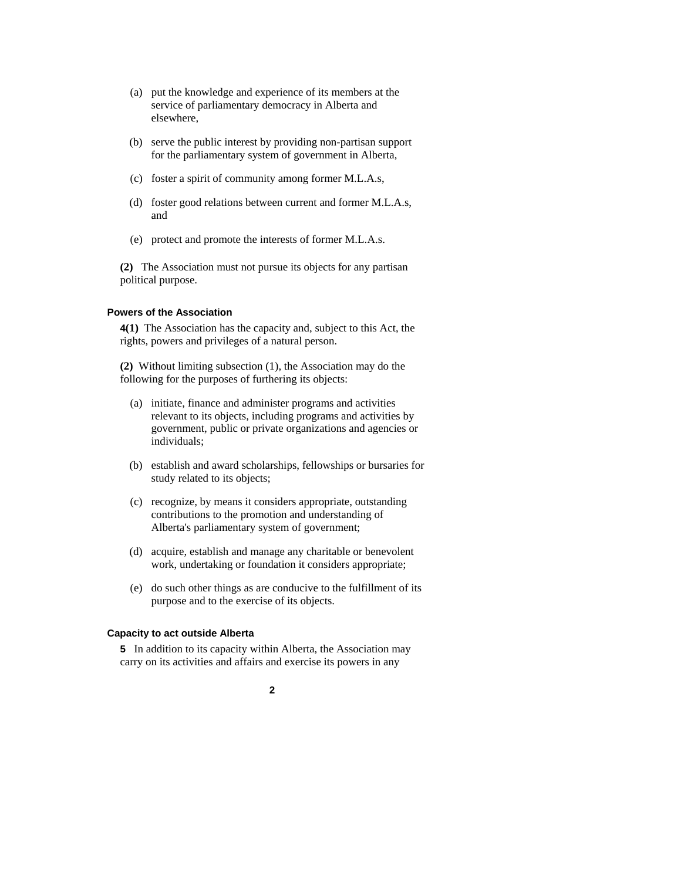(a) put the knowledge and experience of its members at the service of parliamentary democracy in Alberta and elsewhere,

(b) serve the public interest by providing non-partisan support for the parliamentary system of government in Alberta,

(c) foster a spirit of community among former M.L.A.s,

(d) foster good relations between current and former M.L.A.s, and

(e) protect and promote the interests of former M.L.A.s.

**(2)** The Association must not pursue its objects for any partisan political purpose.

### Powers of the Association

**4(1)** The Association has the capacity and, subject to this Act, the rights, powers and privileges of a natural person.

**(2)** Without limiting subsection (1), the Association may do the following for the purposes of furthering its objects:

(a) initiate, finance and administer programs and activities relevant to its objects, including programs and activities by government, public or private organizations and agencies or individuals;

(b) establish and award scholarships, fellowships or bursaries for study related to its objects;

(c) recognize, by means it considers appropriate, outstanding contributions to the promotion and understanding of Alberta's parliamentary system of government;

(d) acquire, establish and manage any charitable or benevolent work, undertaking or foundation it considers appropriate;

(e) do such other things as are conducive to the fulfillment of its purpose and to the exercise of its objects.

### Capacity to act outside Alberta

**5** In addition to its capacity within Alberta, the Association may carry on its activities and affairs and exercise its powers in any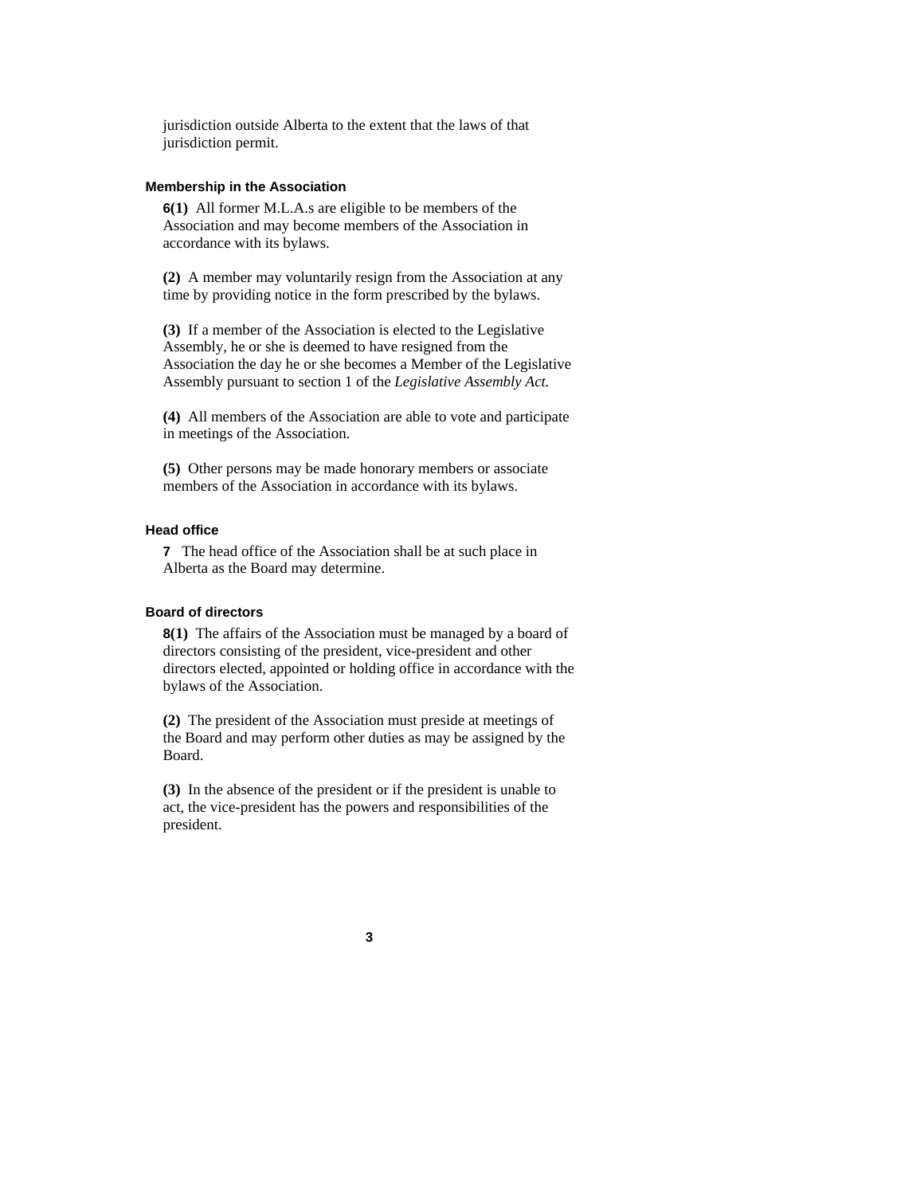jurisdiction outside Alberta to the extent that the laws of that jurisdiction permit.

### Membership in the Association

**6(1)** All former M.L.A.s are eligible to be members of the Association and may become members of the Association in accordance with its bylaws.

**(2)** A member may voluntarily resign from the Association at any time by providing notice in the form prescribed by the bylaws.

**(3)** If a member of the Association is elected to the Legislative Assembly, he or she is deemed to have resigned from the Association the day he or she becomes a Member of the Legislative Assembly pursuant to section 1 of the *Legislative Assembly Act.*

**(4)** All members of the Association are able to vote and participate in meetings of the Association.

**(5)** Other persons may be made honorary members or associate members of the Association in accordance with its bylaws.

### Head office

**7** The head office of the Association shall be at such place in Alberta as the Board may determine.

### Board of directors

**8(1)** The affairs of the Association must be managed by a board of directors consisting of the president, vice-president and other directors elected, appointed or holding office in accordance with the bylaws of the Association.

**(2)** The president of the Association must preside at meetings of the Board and may perform other duties as may be assigned by the Board.

**(3)** In the absence of the president or if the president is unable to act, the vice-president has the powers and responsibilities of the president.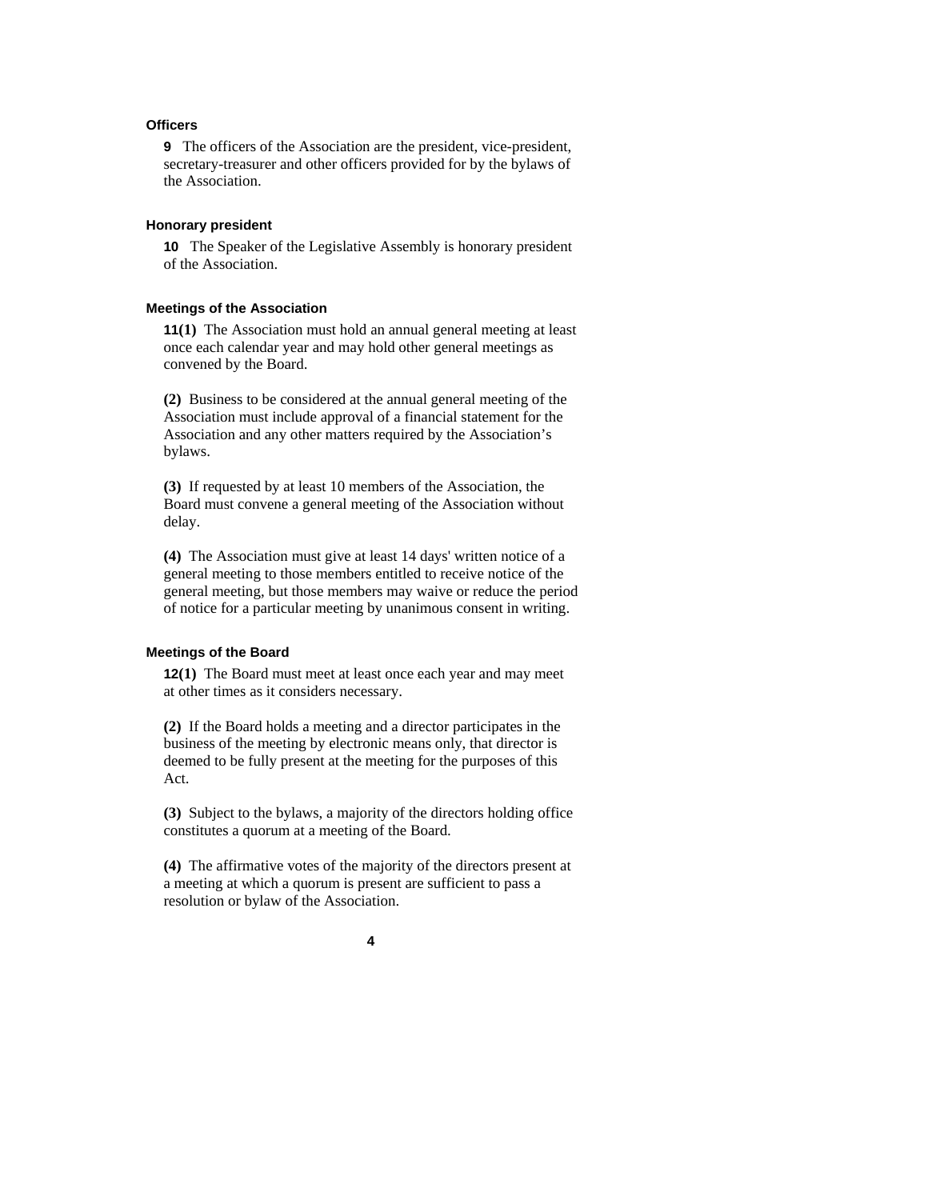### Officers

**9** The officers of the Association are the president, vice-president, secretary-treasurer and other officers provided for by the bylaws of the Association.

### Honorary president

**10** The Speaker of the Legislative Assembly is honorary president of the Association.

### Meetings of the Association

**11(1)** The Association must hold an annual general meeting at least once each calendar year and may hold other general meetings as convened by the Board.

**(2)** Business to be considered at the annual general meeting of the Association must include approval of a financial statement for the Association and any other matters required by the Association's bylaws.

**(3)** If requested by at least 10 members of the Association, the Board must convene a general meeting of the Association without delay.

**(4)** The Association must give at least 14 days' written notice of a general meeting to those members entitled to receive notice of the general meeting, but those members may waive or reduce the period of notice for a particular meeting by unanimous consent in writing.

### Meetings of the Board

**12(1)** The Board must meet at least once each year and may meet at other times as it considers necessary.

**(2)** If the Board holds a meeting and a director participates in the business of the meeting by electronic means only, that director is deemed to be fully present at the meeting for the purposes of this Act.

**(3)** Subject to the bylaws, a majority of the directors holding office constitutes a quorum at a meeting of the Board.

**(4)** The affirmative votes of the majority of the directors present at a meeting at which a quorum is present are sufficient to pass a resolution or bylaw of the Association.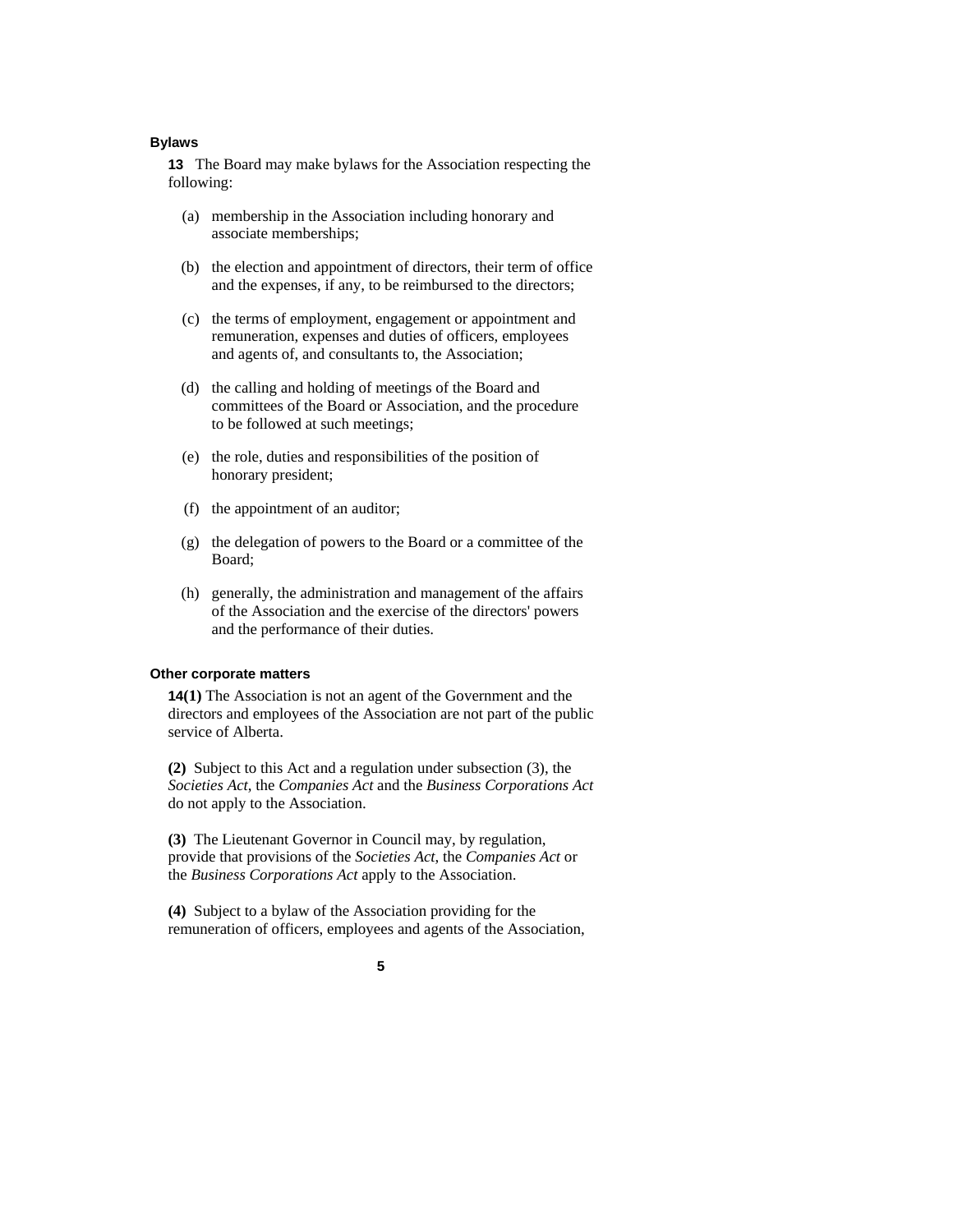**Bylaws**

**13** The Board may make bylaws for the Association respecting the following:

(a) membership in the Association including honorary and associate memberships;

(b) the election and appointment of directors, their term of office and the expenses, if any, to be reimbursed to the directors;

(c) the terms of employment, engagement or appointment and remuneration, expenses and duties of officers, employees and agents of, and consultants to, the Association;

(d) the calling and holding of meetings of the Board and committees of the Board or Association, and the procedure to be followed at such meetings;

(e) the role, duties and responsibilities of the position of honorary president;

(f) the appointment of an auditor;

(g) the delegation of powers to the Board or a committee of the Board;

(h) generally, the administration and management of the affairs of the Association and the exercise of the directors' powers and the performance of their duties.

**Other corporate matters**

**14(1)** The Association is not an agent of the Government and the directors and employees of the Association are not part of the public service of Alberta.

**(2)** Subject to this Act and a regulation under subsection (3), the *Societies Act*, the *Companies Act* and the *Business Corporations Act* do not apply to the Association.

**(3)** The Lieutenant Governor in Council may, by regulation, provide that provisions of the *Societies Act*, the *Companies Act* or the *Business Corporations Act* apply to the Association.

**(4)** Subject to a bylaw of the Association providing for the remuneration of officers, employees and agents of the Association,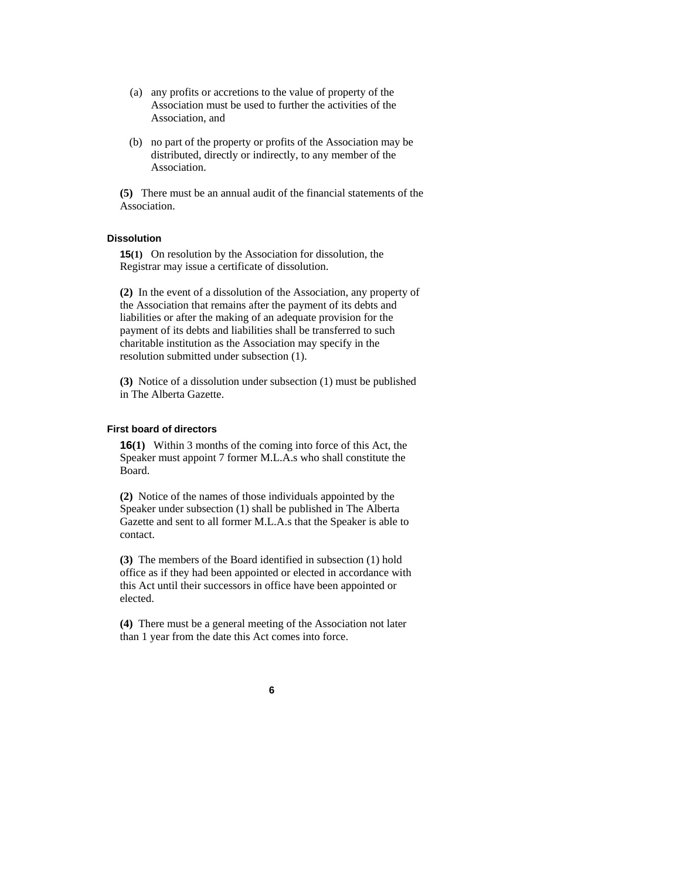(a) any profits or accretions to the value of property of the Association must be used to further the activities of the Association, and

(b) no part of the property or profits of the Association may be distributed, directly or indirectly, to any member of the Association.

**(5)** There must be an annual audit of the financial statements of the Association.

#### Dissolution

**15(1)** On resolution by the Association for dissolution, the Registrar may issue a certificate of dissolution.

**(2)** In the event of a dissolution of the Association, any property of the Association that remains after the payment of its debts and liabilities or after the making of an adequate provision for the payment of its debts and liabilities shall be transferred to such charitable institution as the Association may specify in the resolution submitted under subsection (1).

**(3)** Notice of a dissolution under subsection (1) must be published in The Alberta Gazette.

#### First board of directors

**16(1)** Within 3 months of the coming into force of this Act, the Speaker must appoint 7 former M.L.A.s who shall constitute the Board.

**(2)** Notice of the names of those individuals appointed by the Speaker under subsection (1) shall be published in The Alberta Gazette and sent to all former M.L.A.s that the Speaker is able to contact.

**(3)** The members of the Board identified in subsection (1) hold office as if they had been appointed or elected in accordance with this Act until their successors in office have been appointed or elected.

**(4)** There must be a general meeting of the Association not later than 1 year from the date this Act comes into force.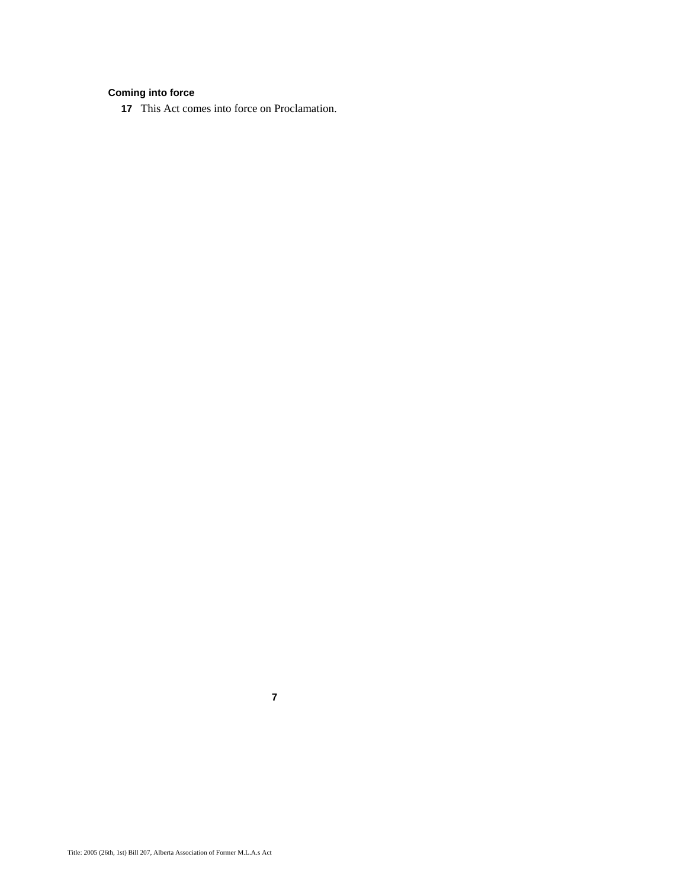**Coming into force**

**17** This Act comes into force on Proclamation.